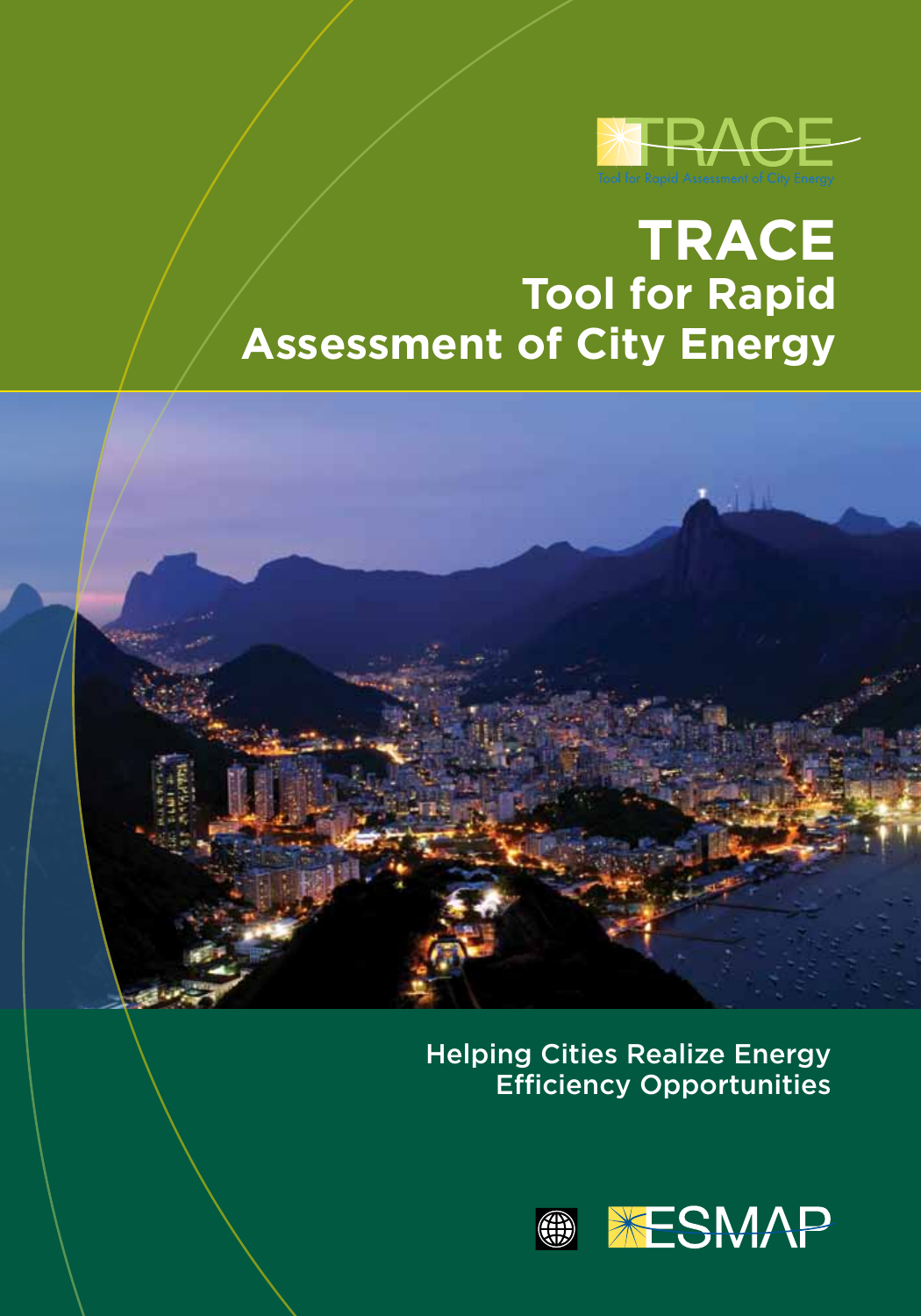TRACE

Tool for Rapid Assessment of City Energy

# TRACE

## Tool for Rapid Assessment of City Energy

Helping Cities Realize Energy Efficiency Opportunities

ESMAP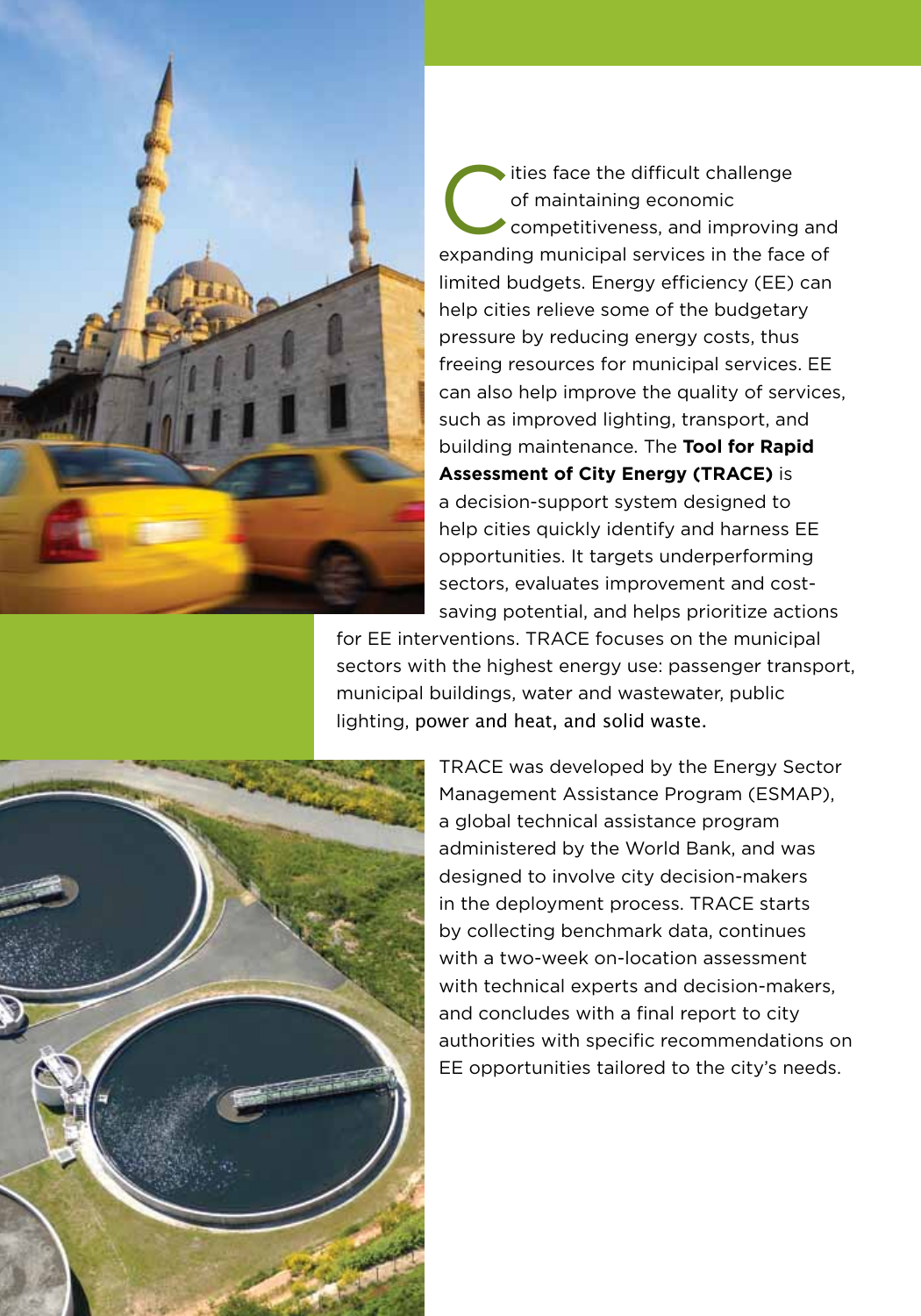Cities face the difficult challenge of maintaining economic competitiveness, and improving and expanding municipal services in the face of limited budgets. Energy efficiency (EE) can help cities relieve some of the budgetary pressure by reducing energy costs, thus freeing resources for municipal services. EE can also help improve the quality of services, such as improved lighting, transport, and building maintenance. The **Tool for Rapid Assessment of City Energy (TRACE)** is a decision-support system designed to help cities quickly identify and harness EE opportunities. It targets underperforming sectors, evaluates improvement and cost-saving potential, and helps prioritize actions for EE interventions. TRACE focuses on the municipal sectors with the highest energy use: passenger transport, municipal buildings, water and wastewater, public lighting, power and heat, and solid waste.

TRACE was developed by the Energy Sector Management Assistance Program (ESMAP), a global technical assistance program administered by the World Bank, and was designed to involve city decision-makers in the deployment process. TRACE starts by collecting benchmark data, continues with a two-week on-location assessment with technical experts and decision-makers, and concludes with a final report to city authorities with specific recommendations on EE opportunities tailored to the city's needs.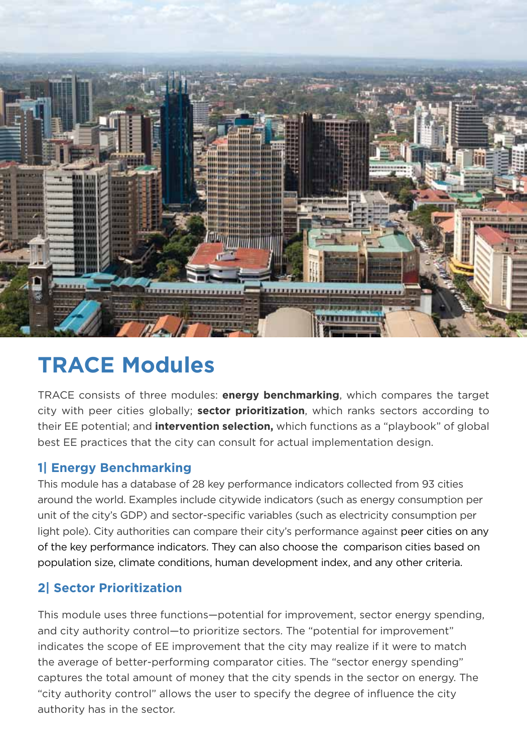# TRACE Modules

TRACE consists of three modules: **energy benchmarking**, which compares the target city with peer cities globally; **sector prioritization**, which ranks sectors according to their EE potential; and **intervention selection,** which functions as a "playbook" of global best EE practices that the city can consult for actual implementation design.

## 1| Energy Benchmarking

This module has a database of 28 key performance indicators collected from 93 cities around the world. Examples include citywide indicators (such as energy consumption per unit of the city's GDP) and sector-specific variables (such as electricity consumption per light pole). City authorities can compare their city's performance against peer cities on any of the key performance indicators. They can also choose the comparison cities based on population size, climate conditions, human development index, and any other criteria.

## 2| Sector Prioritization

This module uses three functions—potential for improvement, sector energy spending, and city authority control—to prioritize sectors. The "potential for improvement" indicates the scope of EE improvement that the city may realize if it were to match the average of better-performing comparator cities. The "sector energy spending" captures the total amount of money that the city spends in the sector on energy. The "city authority control" allows the user to specify the degree of influence the city authority has in the sector.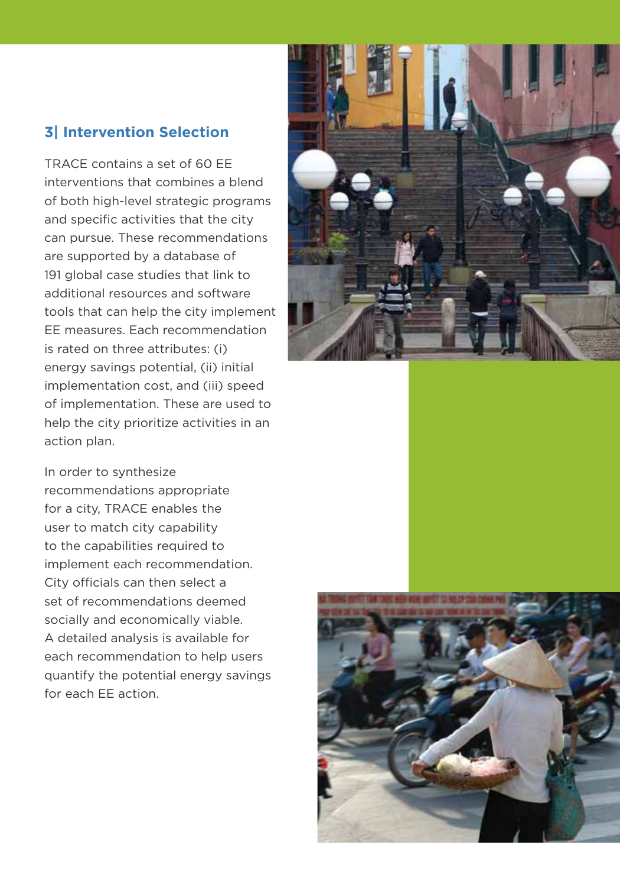## 3| Intervention Selection

TRACE contains a set of 60 EE interventions that combines a blend of both high-level strategic programs and specific activities that the city can pursue. These recommendations are supported by a database of 191 global case studies that link to additional resources and software tools that can help the city implement EE measures. Each recommendation is rated on three attributes: (i) energy savings potential, (ii) initial implementation cost, and (iii) speed of implementation. These are used to help the city prioritize activities in an action plan.

In order to synthesize recommendations appropriate for a city, TRACE enables the user to match city capability to the capabilities required to implement each recommendation. City officials can then select a set of recommendations deemed socially and economically viable. A detailed analysis is available for each recommendation to help users quantify the potential energy savings for each EE action.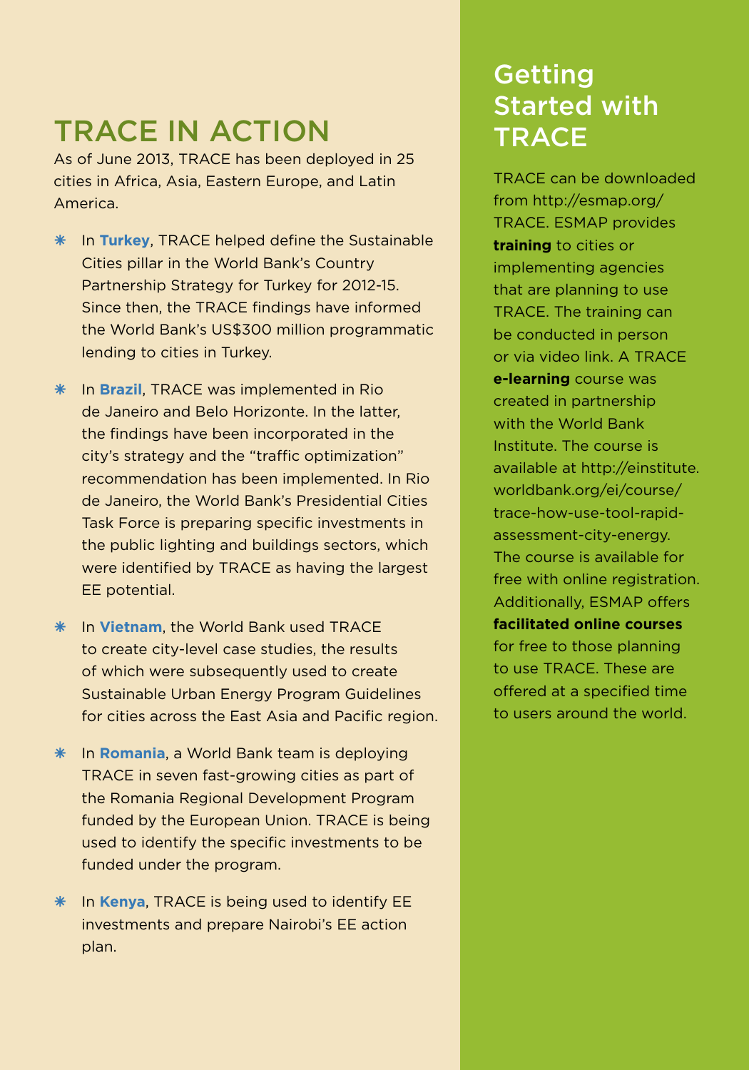## TRACE IN ACTION

As of June 2013, TRACE has been deployed in 25 cities in Africa, Asia, Eastern Europe, and Latin America.

- In **Turkey**, TRACE helped define the Sustainable Cities pillar in the World Bank's Country Partnership Strategy for Turkey for 2012-15. Since then, the TRACE findings have informed the World Bank's US$300 million programmatic lending to cities in Turkey.
- In **Brazil**, TRACE was implemented in Rio de Janeiro and Belo Horizonte. In the latter, the findings have been incorporated in the city's strategy and the "traffic optimization" recommendation has been implemented. In Rio de Janeiro, the World Bank's Presidential Cities Task Force is preparing specific investments in the public lighting and buildings sectors, which were identified by TRACE as having the largest EE potential.
- In **Vietnam**, the World Bank used TRACE to create city-level case studies, the results of which were subsequently used to create Sustainable Urban Energy Program Guidelines for cities across the East Asia and Pacific region.
- In **Romania**, a World Bank team is deploying TRACE in seven fast-growing cities as part of the Romania Regional Development Program funded by the European Union. TRACE is being used to identify the specific investments to be funded under the program.
- In **Kenya**, TRACE is being used to identify EE investments and prepare Nairobi's EE action plan.

## Getting Started with TRACE

TRACE can be downloaded from http://esmap.org/TRACE. ESMAP provides **training** to cities or implementing agencies that are planning to use TRACE. The training can be conducted in person or via video link. A TRACE **e-learning** course was created in partnership with the World Bank Institute. The course is available at http://einstitute.worldbank.org/ei/course/trace-how-use-tool-rapid-assessment-city-energy. The course is available for free with online registration. Additionally, ESMAP offers **facilitated online courses** for free to those planning to use TRACE. These are offered at a specified time to users around the world.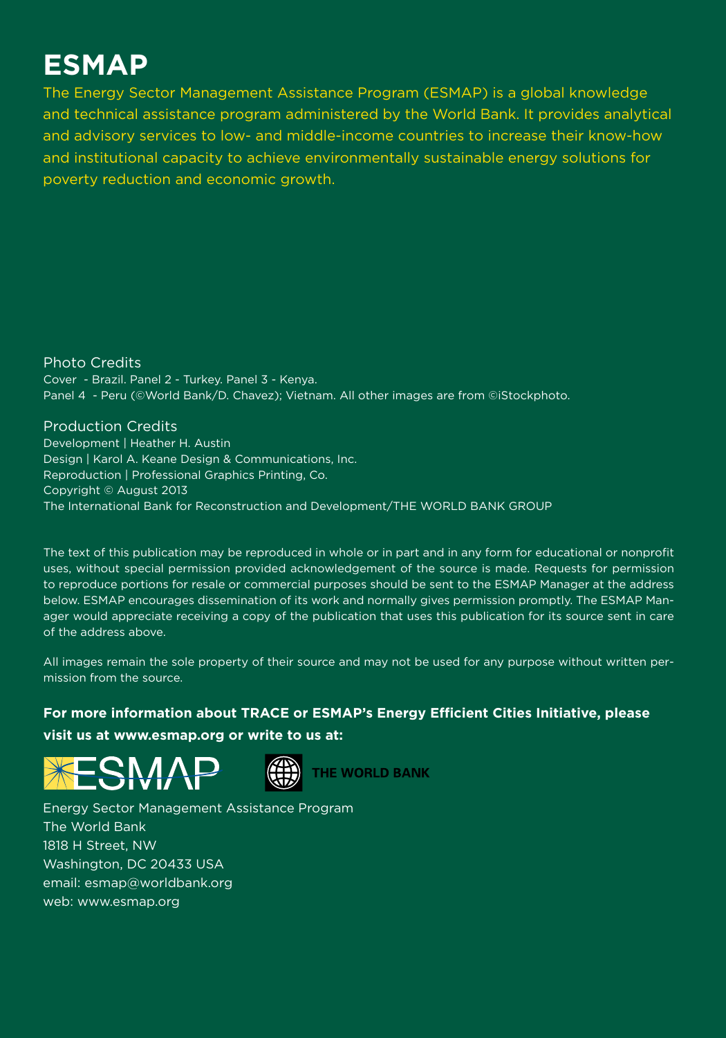# ESMAP

The Energy Sector Management Assistance Program (ESMAP) is a global knowledge and technical assistance program administered by the World Bank. It provides analytical and advisory services to low- and middle-income countries to increase their know-how and institutional capacity to achieve environmentally sustainable energy solutions for poverty reduction and economic growth.

Photo Credits

Cover - Brazil. Panel 2 - Turkey. Panel 3 - Kenya.
Panel 4 - Peru (©World Bank/D. Chavez); Vietnam. All other images are from ©iStockphoto.

Production Credits

Development | Heather H. Austin
Design | Karol A. Keane Design & Communications, Inc.
Reproduction | Professional Graphics Printing, Co.
Copyright © August 2013
The International Bank for Reconstruction and Development/THE WORLD BANK GROUP

The text of this publication may be reproduced in whole or in part and in any form for educational or nonprofit uses, without special permission provided acknowledgement of the source is made. Requests for permission to reproduce portions for resale or commercial purposes should be sent to the ESMAP Manager at the address below. ESMAP encourages dissemination of its work and normally gives permission promptly. The ESMAP Manager would appreciate receiving a copy of the publication that uses this publication for its source sent in care of the address above.

All images remain the sole property of their source and may not be used for any purpose without written permission from the source.

**For more information about TRACE or ESMAP's Energy Efficient Cities Initiative, please visit us at www.esmap.org or write to us at:**

ESMAP THE WORLD BANK

Energy Sector Management Assistance Program
The World Bank
1818 H Street, NW
Washington, DC 20433 USA
email: esmap@worldbank.org
web: www.esmap.org